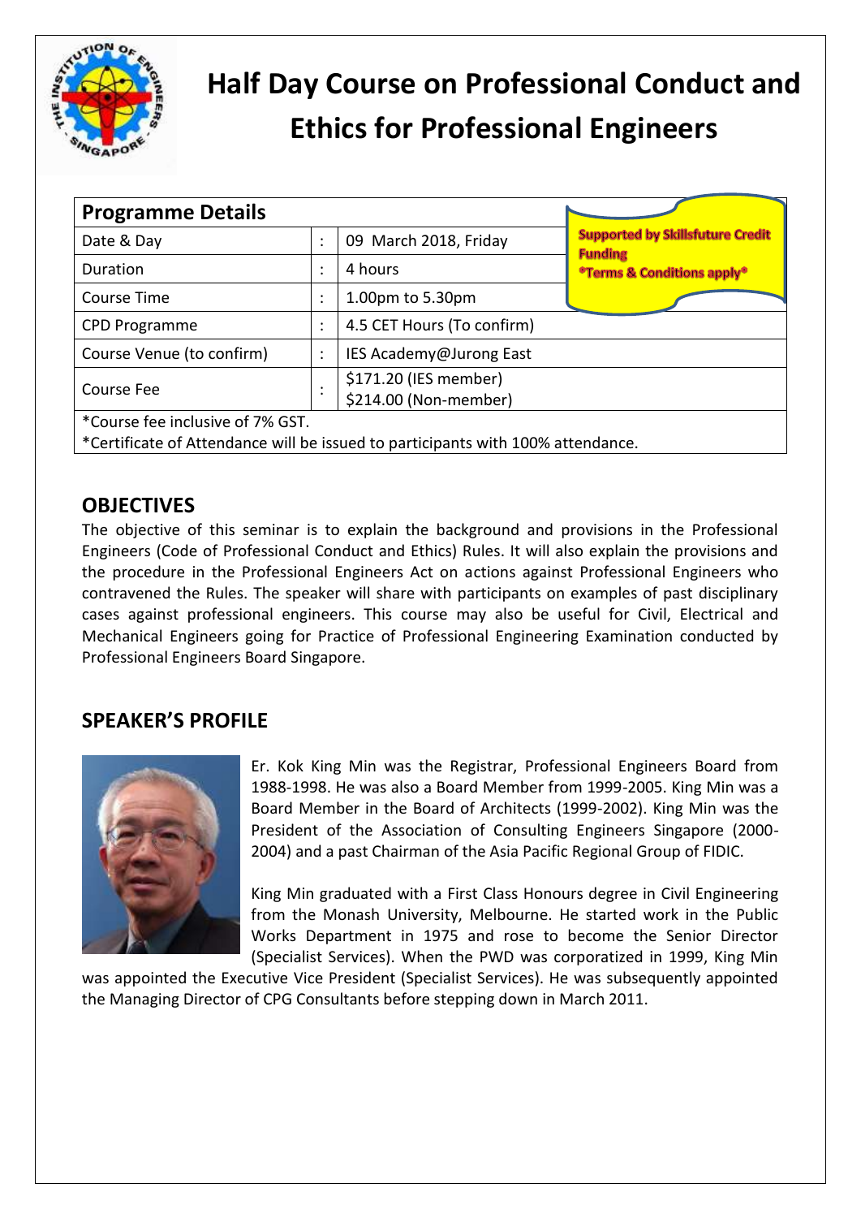# Half Day Course on Professional Conduct and Ethics for Professional Engineers

| Programme Details | | |
|---|---|---|
| Date & Day | : | 09 March 2018, Friday |
| Duration | : | 4 hours |
| Course Time | : | 1.00pm to 5.30pm |
| CPD Programme | : | 4.5 CET Hours (To confirm) |
| Course Venue (to confirm) | : | IES Academy@Jurong East |
| Course Fee | : | $171.20 (IES member)<br>$214.00 (Non-member) |

**Supported by Skillsfuture Credit Funding**
**\*Terms & Conditions apply\***

*Course fee inclusive of 7% GST.
*Certificate of Attendance will be issued to participants with 100% attendance.

## OBJECTIVES

The objective of this seminar is to explain the background and provisions in the Professional Engineers (Code of Professional Conduct and Ethics) Rules. It will also explain the provisions and the procedure in the Professional Engineers Act on actions against Professional Engineers who contravened the Rules. The speaker will share with participants on examples of past disciplinary cases against professional engineers. This course may also be useful for Civil, Electrical and Mechanical Engineers going for Practice of Professional Engineering Examination conducted by Professional Engineers Board Singapore.

## SPEAKER'S PROFILE

Er. Kok King Min was the Registrar, Professional Engineers Board from 1988-1998. He was also a Board Member from 1999-2005. King Min was a Board Member in the Board of Architects (1999-2002). King Min was the President of the Association of Consulting Engineers Singapore (2000-2004) and a past Chairman of the Asia Pacific Regional Group of FIDIC.

King Min graduated with a First Class Honours degree in Civil Engineering from the Monash University, Melbourne. He started work in the Public Works Department in 1975 and rose to become the Senior Director (Specialist Services). When the PWD was corporatized in 1999, King Min was appointed the Executive Vice President (Specialist Services). He was subsequently appointed the Managing Director of CPG Consultants before stepping down in March 2011.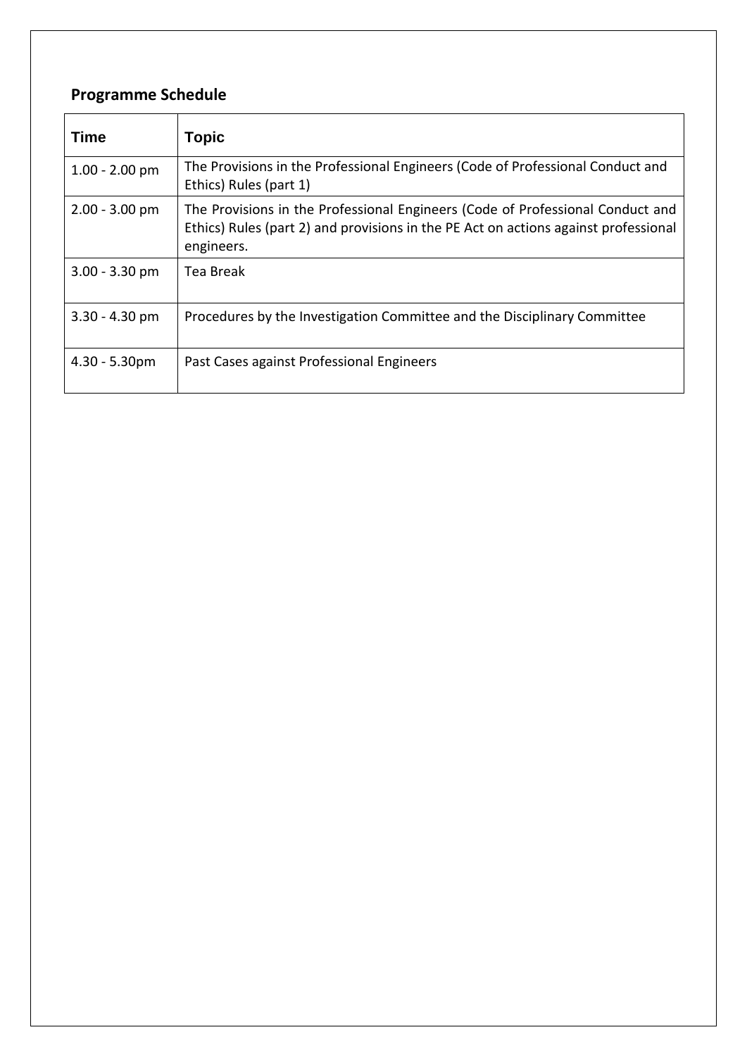## Programme Schedule

| Time | Topic |
| --- | --- |
| 1.00 - 2.00 pm | The Provisions in the Professional Engineers (Code of Professional Conduct and Ethics) Rules (part 1) |
| 2.00 - 3.00 pm | The Provisions in the Professional Engineers (Code of Professional Conduct and Ethics) Rules (part 2) and provisions in the PE Act on actions against professional engineers. |
| 3.00 - 3.30 pm | Tea Break |
| 3.30 - 4.30 pm | Procedures by the Investigation Committee and the Disciplinary Committee |
| 4.30 - 5.30pm | Past Cases against Professional Engineers |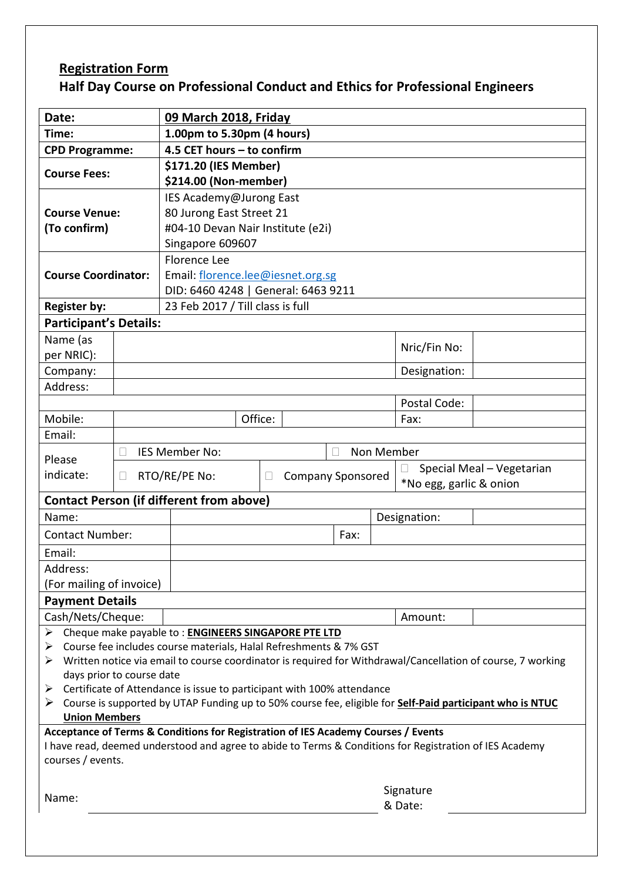## Registration Form

## Half Day Course on Professional Conduct and Ethics for Professional Engineers

| | |
|---|---|
| **Date:** | **09 March 2018, Friday** |
| **Time:** | **1.00pm to 5.30pm (4 hours)** |
| **CPD Programme:** | **4.5 CET hours – to confirm** |
| **Course Fees:** | **$171.20 (IES Member)**<br>**$214.00 (Non-member)** |
| **Course Venue:**<br>**(To confirm)** | IES Academy@Jurong East<br>80 Jurong East Street 21<br>#04-10 Devan Nair Institute (e2i)<br>Singapore 609607 |
| **Course Coordinator:** | Florence Lee<br>Email: florence.lee@iesnet.org.sg<br>DID: 6460 4248 \| General: 6463 9211 |
| **Register by:** | 23 Feb 2017 / Till class is full |

**Participant's Details:**

| | | | |
|---|---|---|---|
| Name (as per NRIC): | | Nric/Fin No: | |
| Company: | | Designation: | |
| Address: | | | |
| | | Postal Code: | |
| Mobile: | Office: | Fax: | |
| Email: | | | |
| Please indicate: | ☐ IES Member No: | ☐ Non Member | |
| | ☐ RTO/RE/PE No: | ☐ Company Sponsored | ☐ Special Meal – Vegetarian *No egg, garlic & onion |

**Contact Person (if different from above)**

| | | | |
|---|---|---|---|
| Name: | | Designation: | |
| Contact Number: | | Fax: | |
| Email: | | | |
| Address:<br>(For mailing of invoice) | | | |

**Payment Details**

| | | | |
|---|---|---|---|
| Cash/Nets/Cheque: | | Amount: | |

- Cheque make payable to : **ENGINEERS SINGAPORE PTE LTD**
- Course fee includes course materials, Halal Refreshments & 7% GST
- Written notice via email to course coordinator is required for Withdrawal/Cancellation of course, 7 working days prior to course date
- Certificate of Attendance is issue to participant with 100% attendance
- Course is supported by UTAP Funding up to 50% course fee, eligible for **Self-Paid participant who is NTUC Union Members**

**Acceptance of Terms & Conditions for Registration of IES Academy Courses / Events**

I have read, deemed understood and agree to abide to Terms & Conditions for Registration of IES Academy courses / events.

Name: ______________________________ Signature & Date: ______________________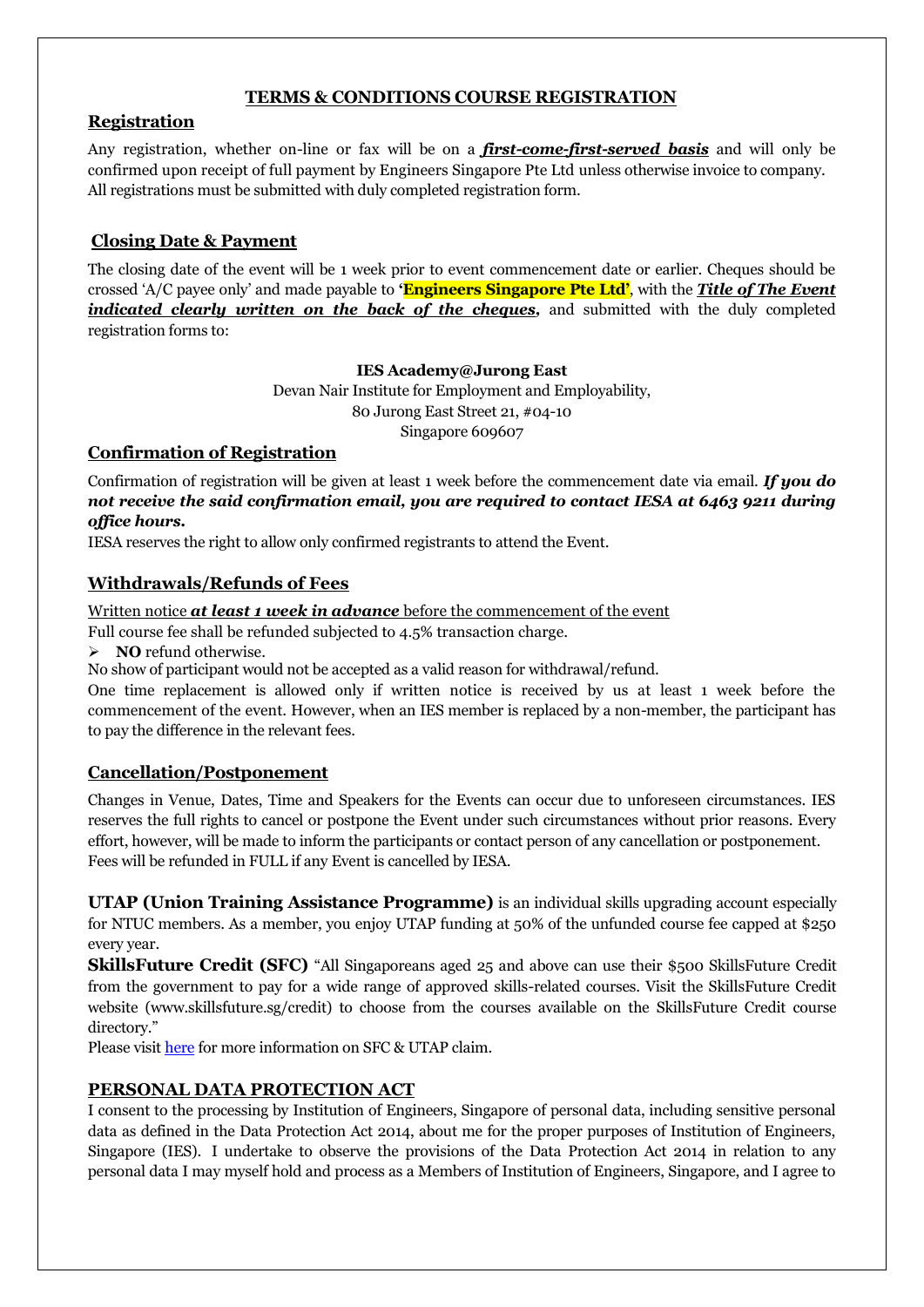**TERMS & CONDITIONS COURSE REGISTRATION**

## Registration

Any registration, whether on-line or fax will be on a ***first-come-first-served basis*** and will only be confirmed upon receipt of full payment by Engineers Singapore Pte Ltd unless otherwise invoice to company. All registrations must be submitted with duly completed registration form.

## Closing Date & Payment

The closing date of the event will be 1 week prior to event commencement date or earlier. Cheques should be crossed 'A/C payee only' and made payable to **'Engineers Singapore Pte Ltd'**, with the ***Title of The Event indicated clearly written on the back of the cheques***, and submitted with the duly completed registration forms to:

**IES Academy@Jurong East**
Devan Nair Institute for Employment and Employability,
80 Jurong East Street 21, #04-10
Singapore 609607

## Confirmation of Registration

Confirmation of registration will be given at least 1 week before the commencement date via email. ***If you do not receive the said confirmation email, you are required to contact IESA at 6463 9211 during office hours.***

IESA reserves the right to allow only confirmed registrants to attend the Event.

## Withdrawals/Refunds of Fees

Written notice ***at least 1 week in advance*** before the commencement of the event

Full course fee shall be refunded subjected to 4.5% transaction charge.

- **NO** refund otherwise.

No show of participant would not be accepted as a valid reason for withdrawal/refund.

One time replacement is allowed only if written notice is received by us at least 1 week before the commencement of the event. However, when an IES member is replaced by a non-member, the participant has to pay the difference in the relevant fees.

## Cancellation/Postponement

Changes in Venue, Dates, Time and Speakers for the Events can occur due to unforeseen circumstances. IES reserves the full rights to cancel or postpone the Event under such circumstances without prior reasons. Every effort, however, will be made to inform the participants or contact person of any cancellation or postponement.

Fees will be refunded in FULL if any Event is cancelled by IESA.

**UTAP (Union Training Assistance Programme)** is an individual skills upgrading account especially for NTUC members. As a member, you enjoy UTAP funding at 50% of the unfunded course fee capped at $250 every year.

**SkillsFuture Credit (SFC)** "All Singaporeans aged 25 and above can use their $500 SkillsFuture Credit from the government to pay for a wide range of approved skills-related courses. Visit the SkillsFuture Credit website (www.skillsfuture.sg/credit) to choose from the courses available on the SkillsFuture Credit course directory."

Please visit here for more information on SFC & UTAP claim.

## PERSONAL DATA PROTECTION ACT

I consent to the processing by Institution of Engineers, Singapore of personal data, including sensitive personal data as defined in the Data Protection Act 2014, about me for the proper purposes of Institution of Engineers, Singapore (IES). I undertake to observe the provisions of the Data Protection Act 2014 in relation to any personal data I may myself hold and process as a Members of Institution of Engineers, Singapore, and I agree to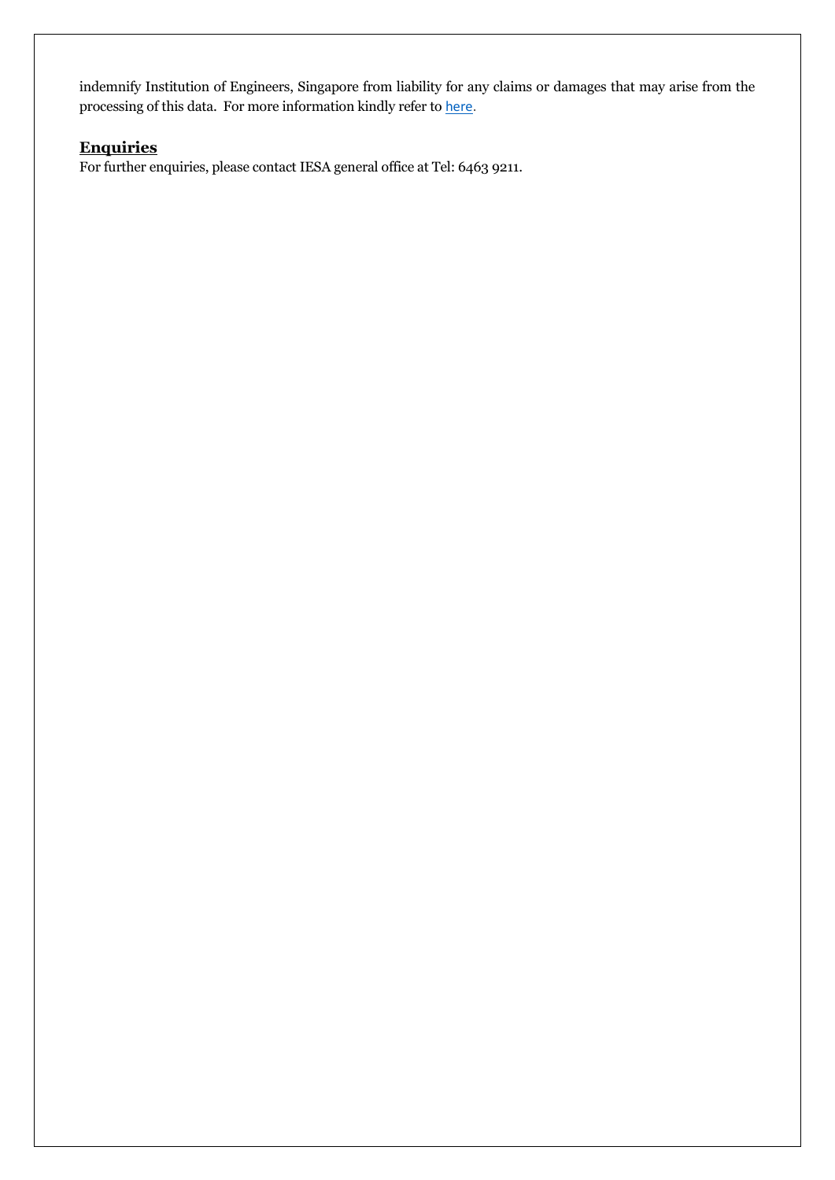indemnify Institution of Engineers, Singapore from liability for any claims or damages that may arise from the processing of this data. For more information kindly refer to here.

## **Enquiries**

For further enquiries, please contact IESA general office at Tel: 6463 9211.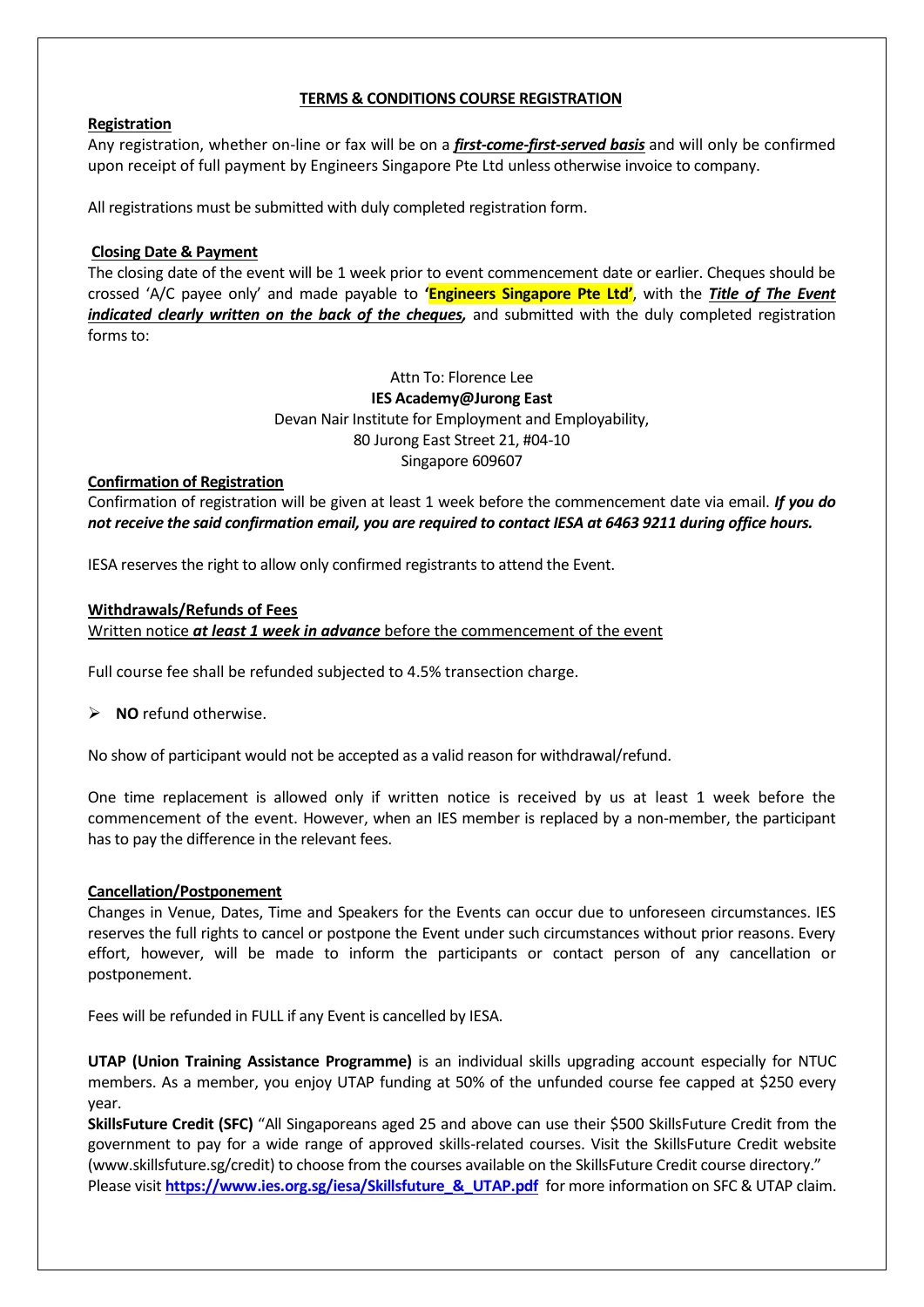## TERMS & CONDITIONS COURSE REGISTRATION

**Registration**

Any registration, whether on-line or fax will be on a ***first-come-first-served basis*** and will only be confirmed upon receipt of full payment by Engineers Singapore Pte Ltd unless otherwise invoice to company.

All registrations must be submitted with duly completed registration form.

**Closing Date & Payment**

The closing date of the event will be 1 week prior to event commencement date or earlier. Cheques should be crossed 'A/C payee only' and made payable to **'Engineers Singapore Pte Ltd'**, with the ***Title of The Event indicated clearly written on the back of the cheques,*** and submitted with the duly completed registration forms to:

Attn To: Florence Lee
**IES Academy@Jurong East**
Devan Nair Institute for Employment and Employability,
80 Jurong East Street 21, #04-10
Singapore 609607

**Confirmation of Registration**

Confirmation of registration will be given at least 1 week before the commencement date via email. ***If you do not receive the said confirmation email, you are required to contact IESA at 6463 9211 during office hours.***

IESA reserves the right to allow only confirmed registrants to attend the Event.

**Withdrawals/Refunds of Fees**

Written notice ***at least 1 week in advance*** before the commencement of the event

Full course fee shall be refunded subjected to 4.5% transection charge.

- **NO** refund otherwise.

No show of participant would not be accepted as a valid reason for withdrawal/refund.

One time replacement is allowed only if written notice is received by us at least 1 week before the commencement of the event. However, when an IES member is replaced by a non-member, the participant has to pay the difference in the relevant fees.

**Cancellation/Postponement**

Changes in Venue, Dates, Time and Speakers for the Events can occur due to unforeseen circumstances. IES reserves the full rights to cancel or postpone the Event under such circumstances without prior reasons. Every effort, however, will be made to inform the participants or contact person of any cancellation or postponement.

Fees will be refunded in FULL if any Event is cancelled by IESA.

**UTAP (Union Training Assistance Programme)** is an individual skills upgrading account especially for NTUC members. As a member, you enjoy UTAP funding at 50% of the unfunded course fee capped at $250 every year.

**SkillsFuture Credit (SFC)** "All Singaporeans aged 25 and above can use their $500 SkillsFuture Credit from the government to pay for a wide range of approved skills-related courses. Visit the SkillsFuture Credit website (www.skillsfuture.sg/credit) to choose from the courses available on the SkillsFuture Credit course directory."
Please visit **https://www.ies.org.sg/iesa/Skillsfuture_&_UTAP.pdf** for more information on SFC & UTAP claim.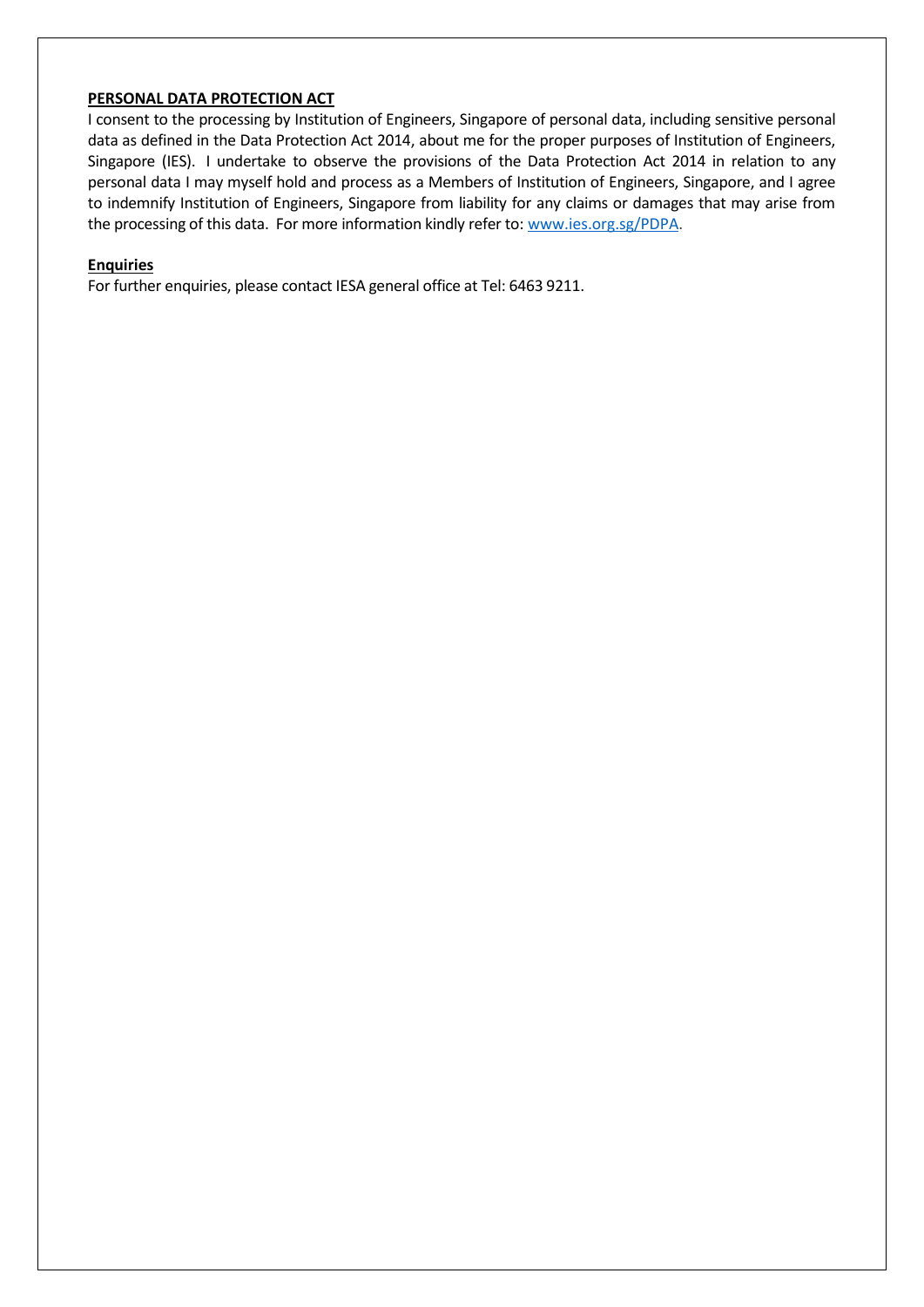**PERSONAL DATA PROTECTION ACT**

I consent to the processing by Institution of Engineers, Singapore of personal data, including sensitive personal data as defined in the Data Protection Act 2014, about me for the proper purposes of Institution of Engineers, Singapore (IES). I undertake to observe the provisions of the Data Protection Act 2014 in relation to any personal data I may myself hold and process as a Members of Institution of Engineers, Singapore, and I agree to indemnify Institution of Engineers, Singapore from liability for any claims or damages that may arise from the processing of this data. For more information kindly refer to: www.ies.org.sg/PDPA.

**Enquiries**

For further enquiries, please contact IESA general office at Tel: 6463 9211.